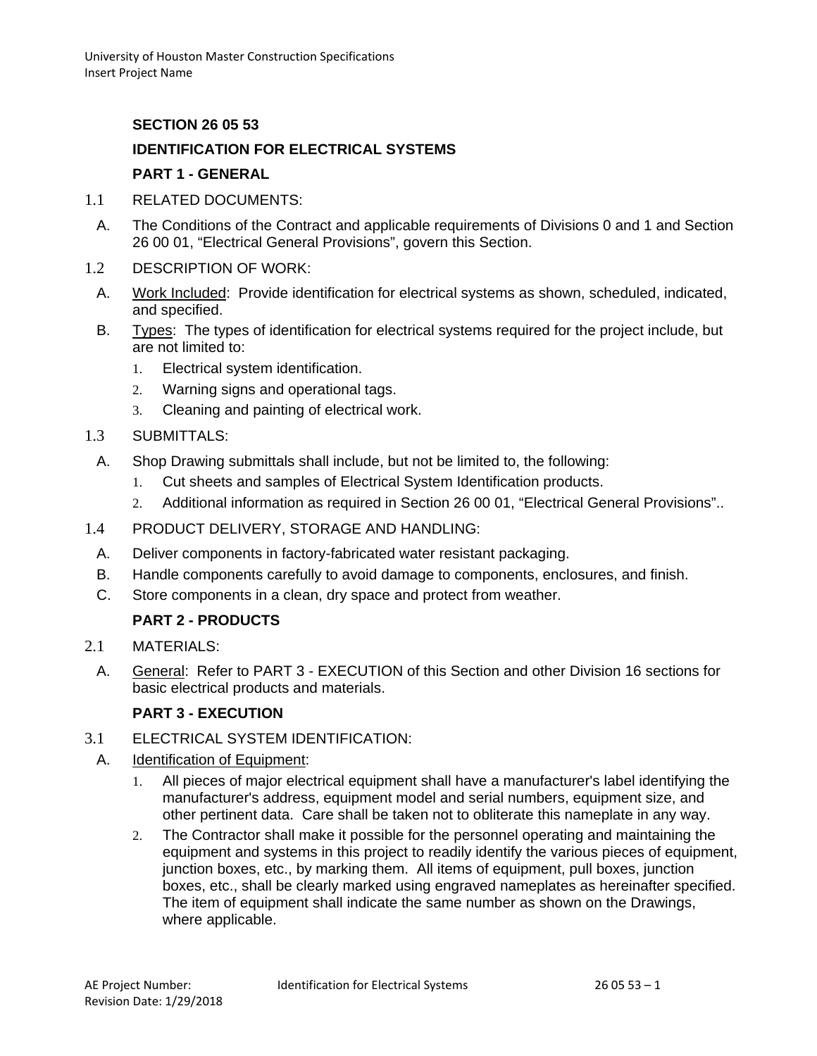## SECTION 26 05 53

## IDENTIFICATION FOR ELECTRICAL SYSTEMS

### PART 1 - GENERAL

1.1 RELATED DOCUMENTS:

A. The Conditions of the Contract and applicable requirements of Divisions 0 and 1 and Section 26 00 01, “Electrical General Provisions”, govern this Section.

1.2 DESCRIPTION OF WORK:

A. Work Included: Provide identification for electrical systems as shown, scheduled, indicated, and specified.

B. Types: The types of identification for electrical systems required for the project include, but are not limited to:

1. Electrical system identification.
2. Warning signs and operational tags.
3. Cleaning and painting of electrical work.

1.3 SUBMITTALS:

A. Shop Drawing submittals shall include, but not be limited to, the following:

1. Cut sheets and samples of Electrical System Identification products.
2. Additional information as required in Section 26 00 01, “Electrical General Provisions”..

1.4 PRODUCT DELIVERY, STORAGE AND HANDLING:

A. Deliver components in factory-fabricated water resistant packaging.

B. Handle components carefully to avoid damage to components, enclosures, and finish.

C. Store components in a clean, dry space and protect from weather.

### PART 2 - PRODUCTS

2.1 MATERIALS:

A. General: Refer to PART 3 - EXECUTION of this Section and other Division 16 sections for basic electrical products and materials.

### PART 3 - EXECUTION

3.1 ELECTRICAL SYSTEM IDENTIFICATION:

A. Identification of Equipment:

1. All pieces of major electrical equipment shall have a manufacturer's label identifying the manufacturer's address, equipment model and serial numbers, equipment size, and other pertinent data. Care shall be taken not to obliterate this nameplate in any way.
2. The Contractor shall make it possible for the personnel operating and maintaining the equipment and systems in this project to readily identify the various pieces of equipment, junction boxes, etc., by marking them. All items of equipment, pull boxes, junction boxes, etc., shall be clearly marked using engraved nameplates as hereinafter specified. The item of equipment shall indicate the same number as shown on the Drawings, where applicable.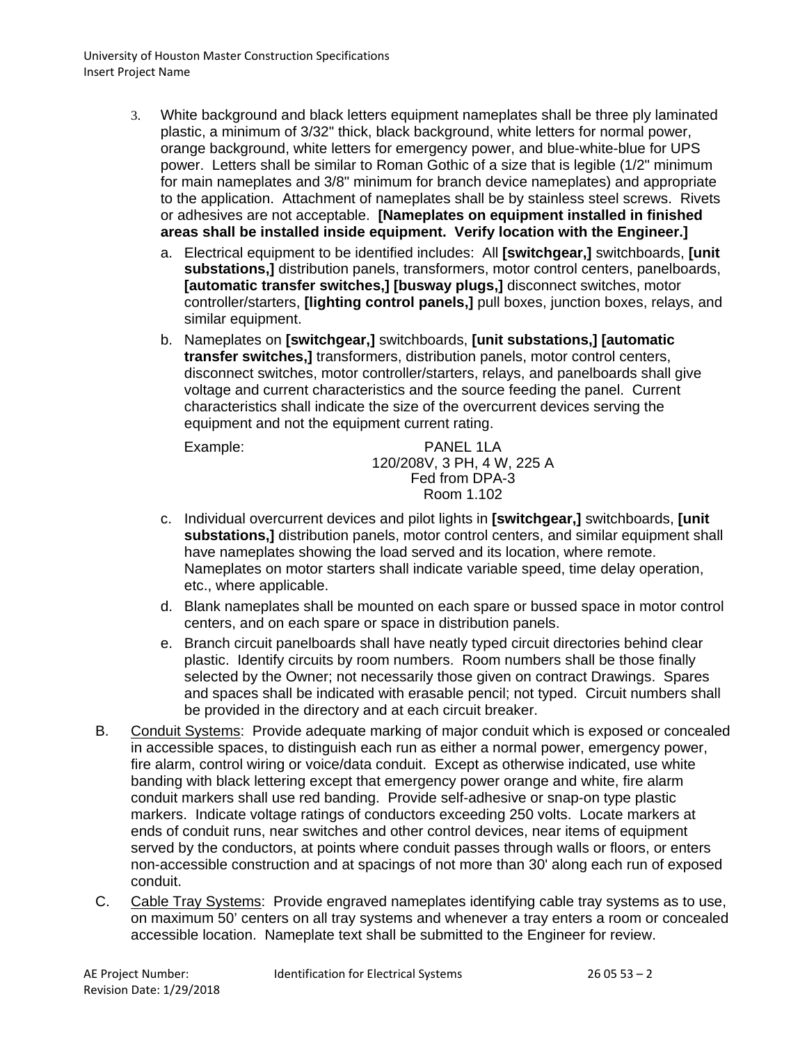3. White background and black letters equipment nameplates shall be three ply laminated plastic, a minimum of 3/32" thick, black background, white letters for normal power, orange background, white letters for emergency power, and blue-white-blue for UPS power. Letters shall be similar to Roman Gothic of a size that is legible (1/2" minimum for main nameplates and 3/8" minimum for branch device nameplates) and appropriate to the application. Attachment of nameplates shall be by stainless steel screws. Rivets or adhesives are not acceptable. **[Nameplates on equipment installed in finished areas shall be installed inside equipment. Verify location with the Engineer.]**

   a. Electrical equipment to be identified includes: All **[switchgear,]** switchboards, **[unit substations,]** distribution panels, transformers, motor control centers, panelboards, **[automatic transfer switches,] [busway plugs,]** disconnect switches, motor controller/starters, **[lighting control panels,]** pull boxes, junction boxes, relays, and similar equipment.

   b. Nameplates on **[switchgear,]** switchboards, **[unit substations,] [automatic transfer switches,]** transformers, distribution panels, motor control centers, disconnect switches, motor controller/starters, relays, and panelboards shall give voltage and current characteristics and the source feeding the panel. Current characteristics shall indicate the size of the overcurrent devices serving the equipment and not the equipment current rating.

      Example:

      PANEL 1LA
      120/208V, 3 PH, 4 W, 225 A
      Fed from DPA-3
      Room 1.102

   c. Individual overcurrent devices and pilot lights in **[switchgear,]** switchboards, **[unit substations,]** distribution panels, motor control centers, and similar equipment shall have nameplates showing the load served and its location, where remote. Nameplates on motor starters shall indicate variable speed, time delay operation, etc., where applicable.

   d. Blank nameplates shall be mounted on each spare or bussed space in motor control centers, and on each spare or space in distribution panels.

   e. Branch circuit panelboards shall have neatly typed circuit directories behind clear plastic. Identify circuits by room numbers. Room numbers shall be those finally selected by the Owner; not necessarily those given on contract Drawings. Spares and spaces shall be indicated with erasable pencil; not typed. Circuit numbers shall be provided in the directory and at each circuit breaker.

B. Conduit Systems: Provide adequate marking of major conduit which is exposed or concealed in accessible spaces, to distinguish each run as either a normal power, emergency power, fire alarm, control wiring or voice/data conduit. Except as otherwise indicated, use white banding with black lettering except that emergency power orange and white, fire alarm conduit markers shall use red banding. Provide self-adhesive or snap-on type plastic markers. Indicate voltage ratings of conductors exceeding 250 volts. Locate markers at ends of conduit runs, near switches and other control devices, near items of equipment served by the conductors, at points where conduit passes through walls or floors, or enters non-accessible construction and at spacings of not more than 30' along each run of exposed conduit.

C. Cable Tray Systems: Provide engraved nameplates identifying cable tray systems as to use, on maximum 50' centers on all tray systems and whenever a tray enters a room or concealed accessible location. Nameplate text shall be submitted to the Engineer for review.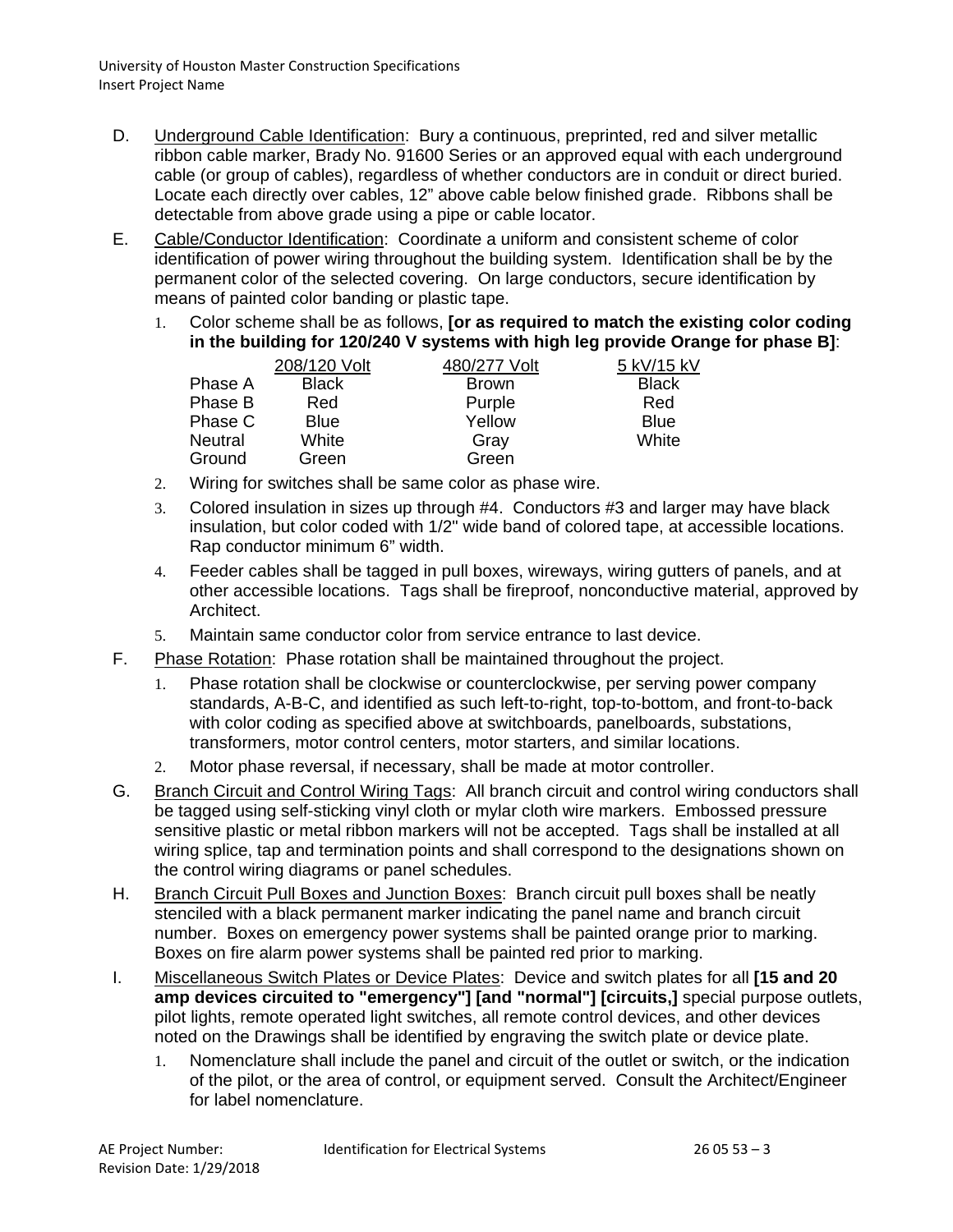D. Underground Cable Identification: Bury a continuous, preprinted, red and silver metallic ribbon cable marker, Brady No. 91600 Series or an approved equal with each underground cable (or group of cables), regardless of whether conductors are in conduit or direct buried. Locate each directly over cables, 12" above cable below finished grade. Ribbons shall be detectable from above grade using a pipe or cable locator.

E. Cable/Conductor Identification: Coordinate a uniform and consistent scheme of color identification of power wiring throughout the building system. Identification shall be by the permanent color of the selected covering. On large conductors, secure identification by means of painted color banding or plastic tape.

1. Color scheme shall be as follows, **[or as required to match the existing color coding in the building for 120/240 V systems with high leg provide Orange for phase B]**:

| | 208/120 Volt | 480/277 Volt | 5 kV/15 kV |
|---|---|---|---|
| Phase A | Black | Brown | Black |
| Phase B | Red | Purple | Red |
| Phase C | Blue | Yellow | Blue |
| Neutral | White | Gray | White |
| Ground | Green | Green | |

2. Wiring for switches shall be same color as phase wire.
3. Colored insulation in sizes up through #4. Conductors #3 and larger may have black insulation, but color coded with 1/2" wide band of colored tape, at accessible locations. Rap conductor minimum 6" width.
4. Feeder cables shall be tagged in pull boxes, wireways, wiring gutters of panels, and at other accessible locations. Tags shall be fireproof, nonconductive material, approved by Architect.
5. Maintain same conductor color from service entrance to last device.

F. Phase Rotation: Phase rotation shall be maintained throughout the project.

1. Phase rotation shall be clockwise or counterclockwise, per serving power company standards, A-B-C, and identified as such left-to-right, top-to-bottom, and front-to-back with color coding as specified above at switchboards, panelboards, substations, transformers, motor control centers, motor starters, and similar locations.
2. Motor phase reversal, if necessary, shall be made at motor controller.

G. Branch Circuit and Control Wiring Tags: All branch circuit and control wiring conductors shall be tagged using self-sticking vinyl cloth or mylar cloth wire markers. Embossed pressure sensitive plastic or metal ribbon markers will not be accepted. Tags shall be installed at all wiring splice, tap and termination points and shall correspond to the designations shown on the control wiring diagrams or panel schedules.

H. Branch Circuit Pull Boxes and Junction Boxes: Branch circuit pull boxes shall be neatly stenciled with a black permanent marker indicating the panel name and branch circuit number. Boxes on emergency power systems shall be painted orange prior to marking. Boxes on fire alarm power systems shall be painted red prior to marking.

I. Miscellaneous Switch Plates or Device Plates: Device and switch plates for all **[15 and 20 amp devices circuited to "emergency"] [and "normal"] [circuits,]** special purpose outlets, pilot lights, remote operated light switches, all remote control devices, and other devices noted on the Drawings shall be identified by engraving the switch plate or device plate.

1. Nomenclature shall include the panel and circuit of the outlet or switch, or the indication of the pilot, or the area of control, or equipment served. Consult the Architect/Engineer for label nomenclature.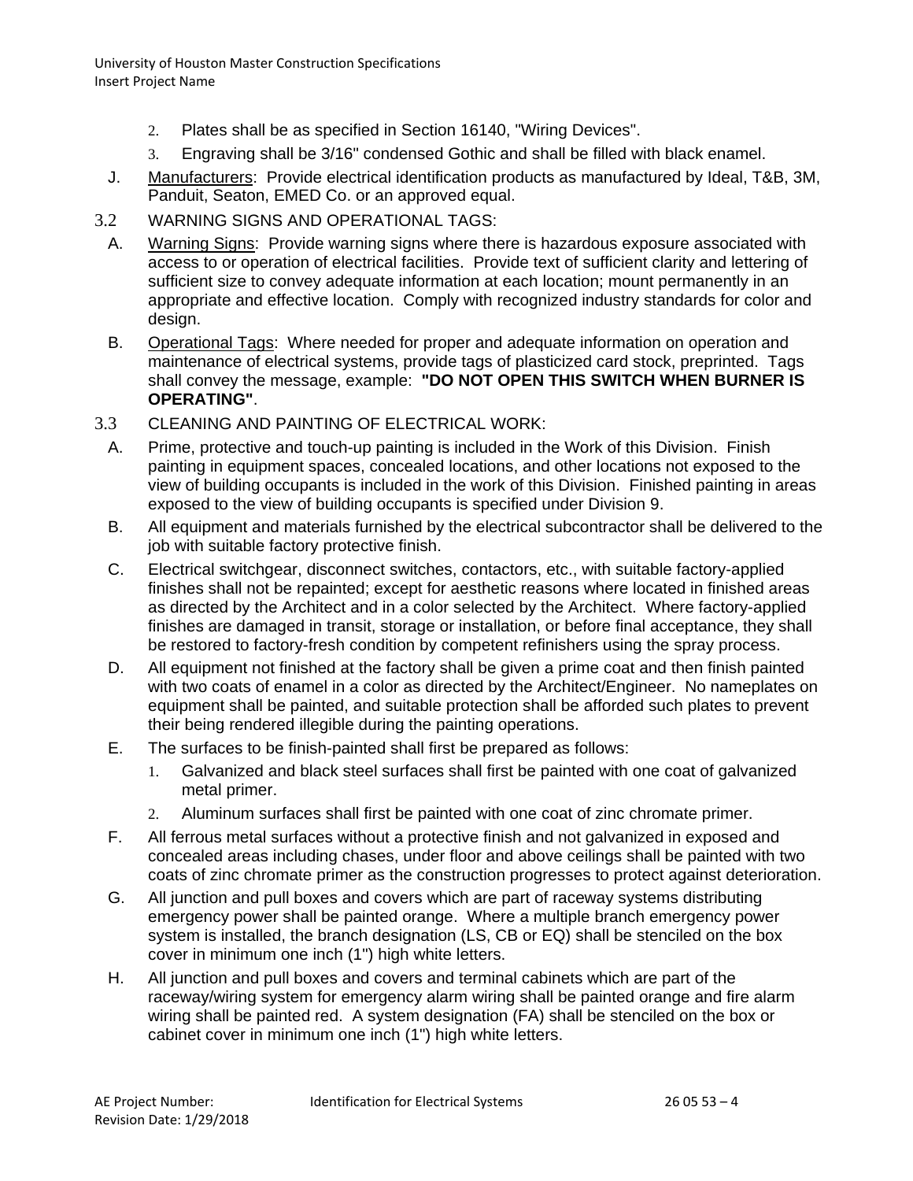2. Plates shall be as specified in Section 16140, "Wiring Devices".
3. Engraving shall be 3/16" condensed Gothic and shall be filled with black enamel.

J. Manufacturers: Provide electrical identification products as manufactured by Ideal, T&B, 3M, Panduit, Seaton, EMED Co. or an approved equal.

3.2 WARNING SIGNS AND OPERATIONAL TAGS:

A. Warning Signs: Provide warning signs where there is hazardous exposure associated with access to or operation of electrical facilities. Provide text of sufficient clarity and lettering of sufficient size to convey adequate information at each location; mount permanently in an appropriate and effective location. Comply with recognized industry standards for color and design.

B. Operational Tags: Where needed for proper and adequate information on operation and maintenance of electrical systems, provide tags of plasticized card stock, preprinted. Tags shall convey the message, example: **"DO NOT OPEN THIS SWITCH WHEN BURNER IS OPERATING"**.

3.3 CLEANING AND PAINTING OF ELECTRICAL WORK:

A. Prime, protective and touch-up painting is included in the Work of this Division. Finish painting in equipment spaces, concealed locations, and other locations not exposed to the view of building occupants is included in the work of this Division. Finished painting in areas exposed to the view of building occupants is specified under Division 9.

B. All equipment and materials furnished by the electrical subcontractor shall be delivered to the job with suitable factory protective finish.

C. Electrical switchgear, disconnect switches, contactors, etc., with suitable factory-applied finishes shall not be repainted; except for aesthetic reasons where located in finished areas as directed by the Architect and in a color selected by the Architect. Where factory-applied finishes are damaged in transit, storage or installation, or before final acceptance, they shall be restored to factory-fresh condition by competent refinishers using the spray process.

D. All equipment not finished at the factory shall be given a prime coat and then finish painted with two coats of enamel in a color as directed by the Architect/Engineer. No nameplates on equipment shall be painted, and suitable protection shall be afforded such plates to prevent their being rendered illegible during the painting operations.

E. The surfaces to be finish-painted shall first be prepared as follows:

1. Galvanized and black steel surfaces shall first be painted with one coat of galvanized metal primer.
2. Aluminum surfaces shall first be painted with one coat of zinc chromate primer.

F. All ferrous metal surfaces without a protective finish and not galvanized in exposed and concealed areas including chases, under floor and above ceilings shall be painted with two coats of zinc chromate primer as the construction progresses to protect against deterioration.

G. All junction and pull boxes and covers which are part of raceway systems distributing emergency power shall be painted orange. Where a multiple branch emergency power system is installed, the branch designation (LS, CB or EQ) shall be stenciled on the box cover in minimum one inch (1") high white letters.

H. All junction and pull boxes and covers and terminal cabinets which are part of the raceway/wiring system for emergency alarm wiring shall be painted orange and fire alarm wiring shall be painted red. A system designation (FA) shall be stenciled on the box or cabinet cover in minimum one inch (1") high white letters.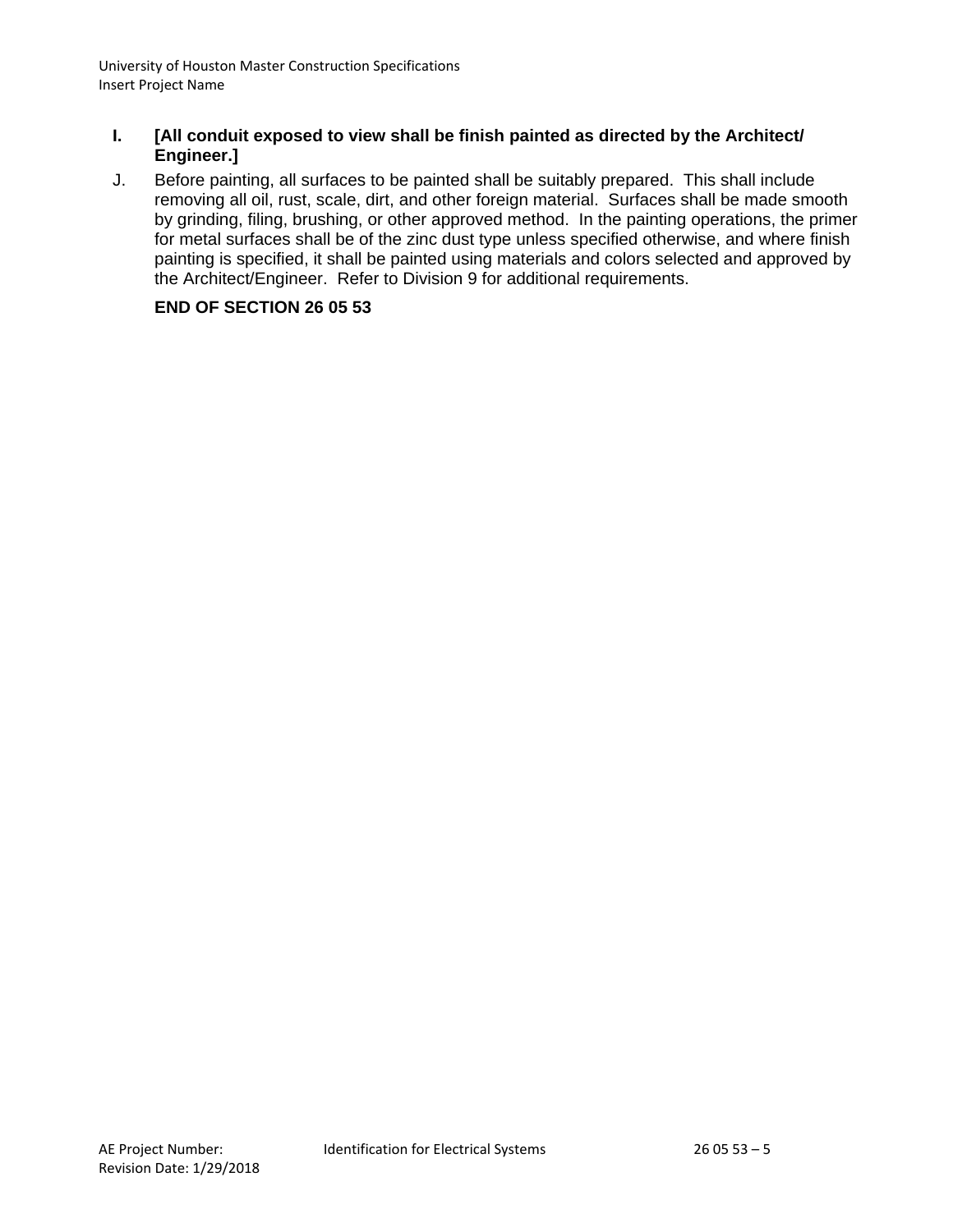I. **[All conduit exposed to view shall be finish painted as directed by the Architect/ Engineer.]**

J. Before painting, all surfaces to be painted shall be suitably prepared. This shall include removing all oil, rust, scale, dirt, and other foreign material. Surfaces shall be made smooth by grinding, filing, brushing, or other approved method. In the painting operations, the primer for metal surfaces shall be of the zinc dust type unless specified otherwise, and where finish painting is specified, it shall be painted using materials and colors selected and approved by the Architect/Engineer. Refer to Division 9 for additional requirements.

**END OF SECTION 26 05 53**